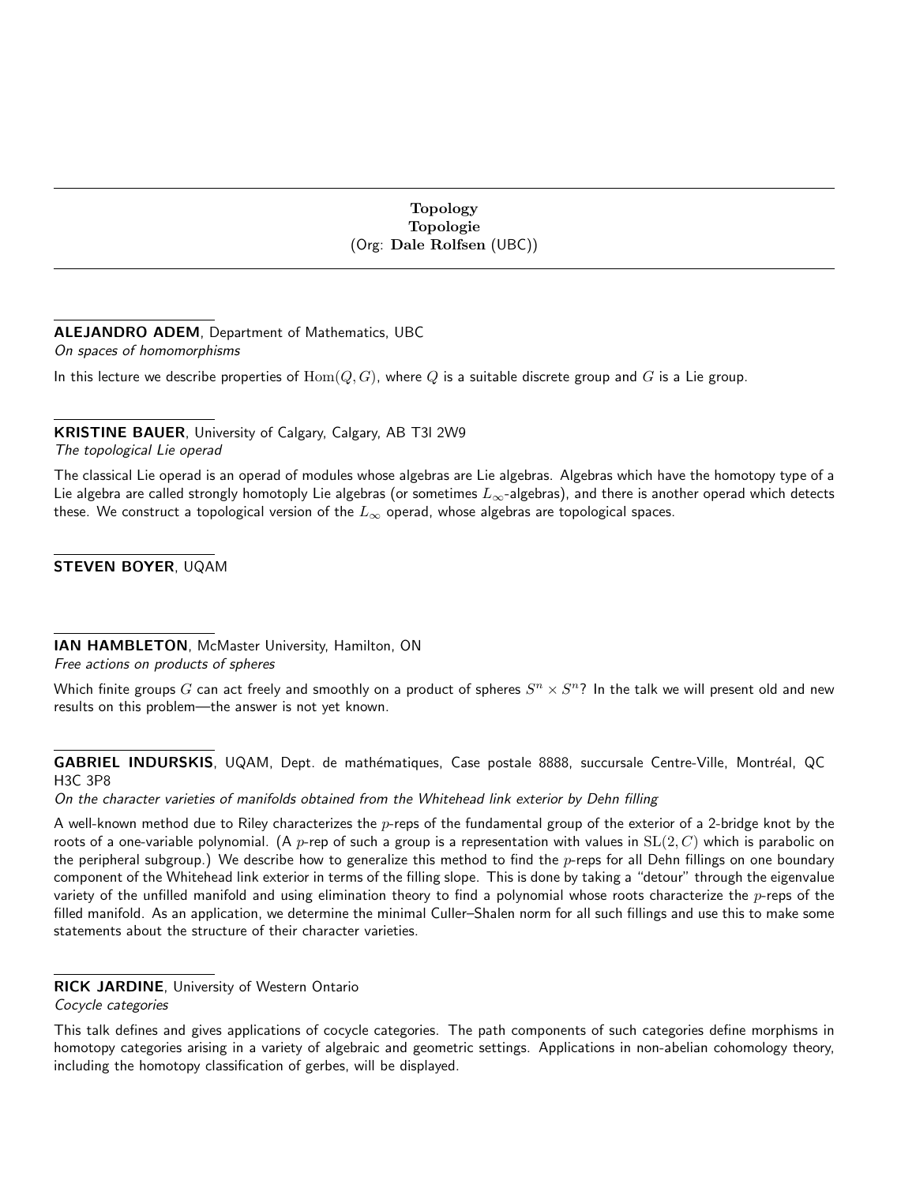# Topology
# Topologie
(Org: **Dale Rolfsen** (UBC))

---

**ALEJANDRO ADEM**, Department of Mathematics, UBC
*On spaces of homomorphisms*

In this lecture we describe properties of $\mathrm{Hom}(Q, G)$, where $Q$ is a suitable discrete group and $G$ is a Lie group.

---

**KRISTINE BAUER**, University of Calgary, Calgary, AB T3l 2W9
*The topological Lie operad*

The classical Lie operad is an operad of modules whose algebras are Lie algebras. Algebras which have the homotopy type of a Lie algebra are called strongly homotoply Lie algebras (or sometimes $L_\infty$-algebras), and there is another operad which detects these. We construct a topological version of the $L_\infty$ operad, whose algebras are topological spaces.

---

**STEVEN BOYER**, UQAM

---

**IAN HAMBLETON**, McMaster University, Hamilton, ON
*Free actions on products of spheres*

Which finite groups $G$ can act freely and smoothly on a product of spheres $S^n \times S^n$? In the talk we will present old and new results on this problem—the answer is not yet known.

---

**GABRIEL INDURSKIS**, UQAM, Dept. de mathématiques, Case postale 8888, succursale Centre-Ville, Montréal, QC H3C 3P8
*On the character varieties of manifolds obtained from the Whitehead link exterior by Dehn filling*

A well-known method due to Riley characterizes the $p$-reps of the fundamental group of the exterior of a 2-bridge knot by the roots of a one-variable polynomial. (A $p$-rep of such a group is a representation with values in $\mathrm{SL}(2, C)$ which is parabolic on the peripheral subgroup.) We describe how to generalize this method to find the $p$-reps for all Dehn fillings on one boundary component of the Whitehead link exterior in terms of the filling slope. This is done by taking a "detour" through the eigenvalue variety of the unfilled manifold and using elimination theory to find a polynomial whose roots characterize the $p$-reps of the filled manifold. As an application, we determine the minimal Culler–Shalen norm for all such fillings and use this to make some statements about the structure of their character varieties.

---

**RICK JARDINE**, University of Western Ontario
*Cocycle categories*

This talk defines and gives applications of cocycle categories. The path components of such categories define morphisms in homotopy categories arising in a variety of algebraic and geometric settings. Applications in non-abelian cohomology theory, including the homotopy classification of gerbes, will be displayed.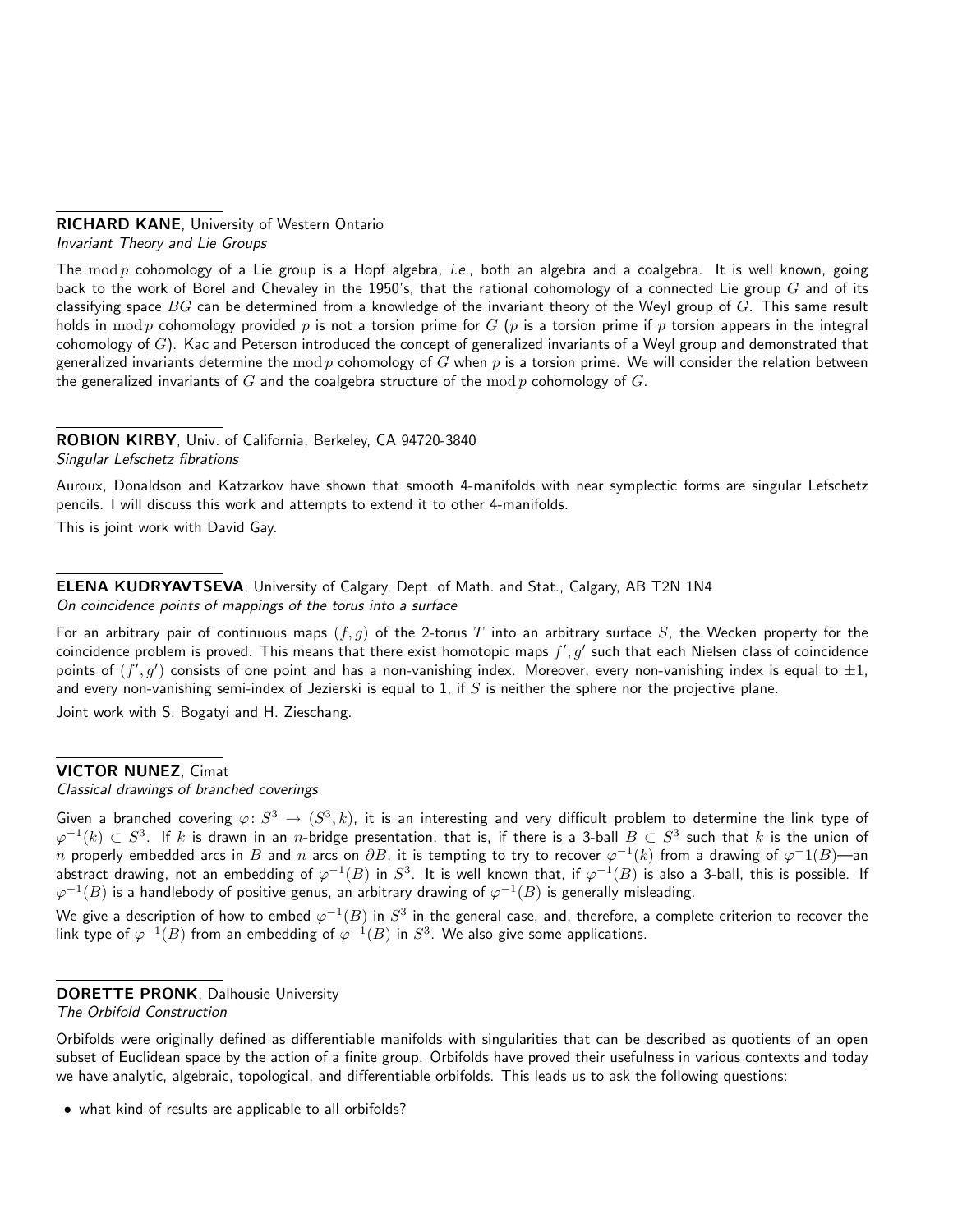**RICHARD KANE**, University of Western Ontario
*Invariant Theory and Lie Groups*

The $\bmod p$ cohomology of a Lie group is a Hopf algebra, *i.e.*, both an algebra and a coalgebra. It is well known, going back to the work of Borel and Chevaley in the 1950's, that the rational cohomology of a connected Lie group $G$ and of its classifying space $BG$ can be determined from a knowledge of the invariant theory of the Weyl group of $G$. This same result holds in $\bmod p$ cohomology provided $p$ is not a torsion prime for $G$ ($p$ is a torsion prime if $p$ torsion appears in the integral cohomology of $G$). Kac and Peterson introduced the concept of generalized invariants of a Weyl group and demonstrated that generalized invariants determine the $\bmod p$ cohomology of $G$ when $p$ is a torsion prime. We will consider the relation between the generalized invariants of $G$ and the coalgebra structure of the $\bmod p$ cohomology of $G$.

**ROBION KIRBY**, Univ. of California, Berkeley, CA 94720-3840
*Singular Lefschetz fibrations*

Auroux, Donaldson and Katzarkov have shown that smooth 4-manifolds with near symplectic forms are singular Lefschetz pencils. I will discuss this work and attempts to extend it to other 4-manifolds.

This is joint work with David Gay.

**ELENA KUDRYAVTSEVA**, University of Calgary, Dept. of Math. and Stat., Calgary, AB T2N 1N4
*On coincidence points of mappings of the torus into a surface*

For an arbitrary pair of continuous maps $(f,g)$ of the 2-torus $T$ into an arbitrary surface $S$, the Wecken property for the coincidence problem is proved. This means that there exist homotopic maps $f',g'$ such that each Nielsen class of coincidence points of $(f',g')$ consists of one point and has a non-vanishing index. Moreover, every non-vanishing index is equal to $\pm 1$, and every non-vanishing semi-index of Jezierski is equal to 1, if $S$ is neither the sphere nor the projective plane.

Joint work with S. Bogatyi and H. Zieschang.

**VICTOR NUNEZ**, Cimat
*Classical drawings of branched coverings*

Given a branched covering $\varphi\colon S^3 \to (S^3,k)$, it is an interesting and very difficult problem to determine the link type of $\varphi^{-1}(k) \subset S^3$. If $k$ is drawn in an $n$-bridge presentation, that is, if there is a 3-ball $B \subset S^3$ such that $k$ is the union of $n$ properly embedded arcs in $B$ and $n$ arcs on $\partial B$, it is tempting to try to recover $\varphi^{-1}(k)$ from a drawing of $\varphi^{-}1(B)$—an abstract drawing, not an embedding of $\varphi^{-1}(B)$ in $S^3$. It is well known that, if $\varphi^{-1}(B)$ is also a 3-ball, this is possible. If $\varphi^{-1}(B)$ is a handlebody of positive genus, an arbitrary drawing of $\varphi^{-1}(B)$ is generally misleading.

We give a description of how to embed $\varphi^{-1}(B)$ in $S^3$ in the general case, and, therefore, a complete criterion to recover the link type of $\varphi^{-1}(B)$ from an embedding of $\varphi^{-1}(B)$ in $S^3$. We also give some applications.

**DORETTE PRONK**, Dalhousie University
*The Orbifold Construction*

Orbifolds were originally defined as differentiable manifolds with singularities that can be described as quotients of an open subset of Euclidean space by the action of a finite group. Orbifolds have proved their usefulness in various contexts and today we have analytic, algebraic, topological, and differentiable orbifolds. This leads us to ask the following questions:

- what kind of results are applicable to all orbifolds?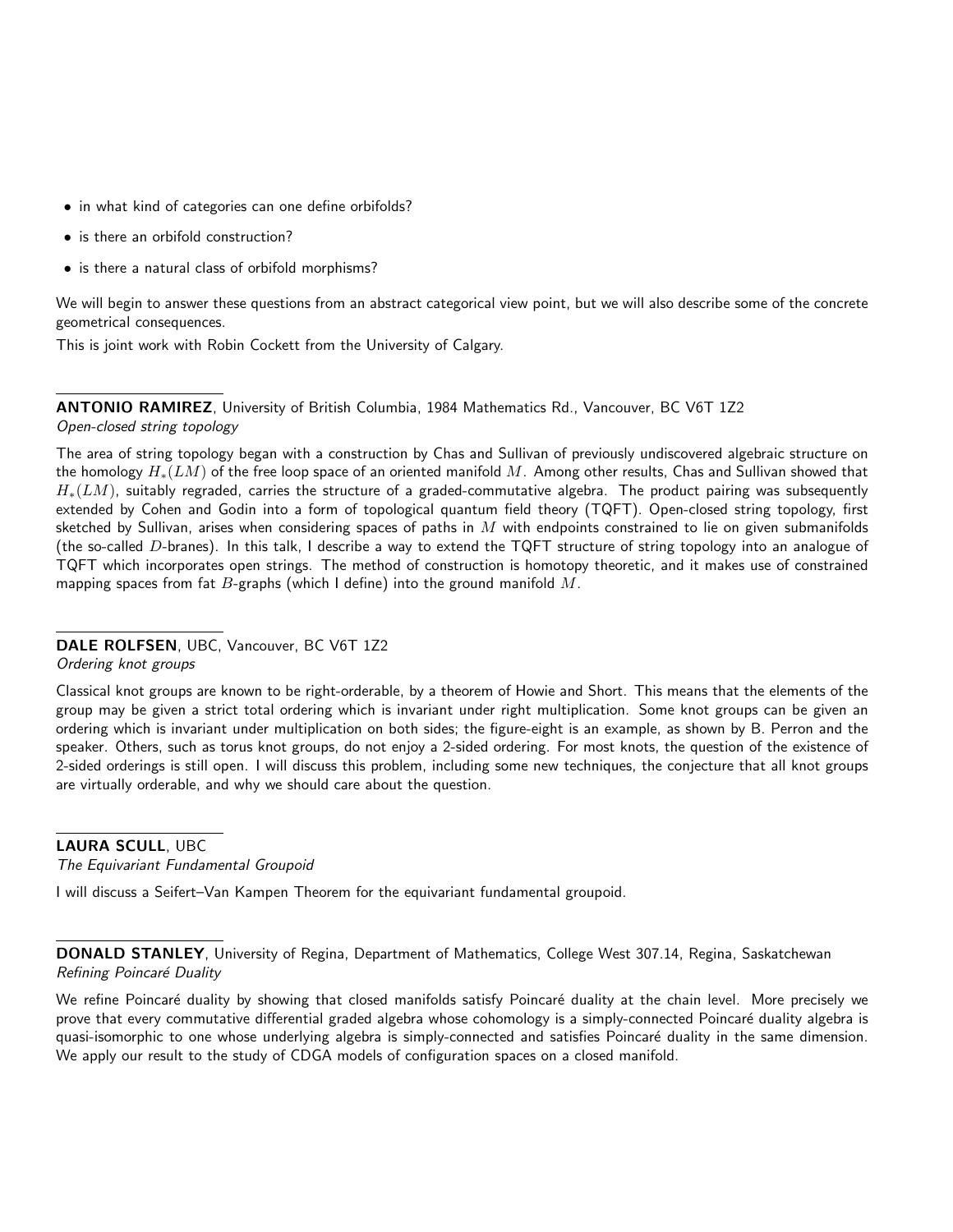- in what kind of categories can one define orbifolds?
- is there an orbifold construction?
- is there a natural class of orbifold morphisms?

We will begin to answer these questions from an abstract categorical view point, but we will also describe some of the concrete geometrical consequences.

This is joint work with Robin Cockett from the University of Calgary.

**ANTONIO RAMIREZ**, University of British Columbia, 1984 Mathematics Rd., Vancouver, BC V6T 1Z2
*Open-closed string topology*

The area of string topology began with a construction by Chas and Sullivan of previously undiscovered algebraic structure on the homology $H_*(LM)$ of the free loop space of an oriented manifold $M$. Among other results, Chas and Sullivan showed that $H_*(LM)$, suitably regraded, carries the structure of a graded-commutative algebra. The product pairing was subsequently extended by Cohen and Godin into a form of topological quantum field theory (TQFT). Open-closed string topology, first sketched by Sullivan, arises when considering spaces of paths in $M$ with endpoints constrained to lie on given submanifolds (the so-called $D$-branes). In this talk, I describe a way to extend the TQFT structure of string topology into an analogue of TQFT which incorporates open strings. The method of construction is homotopy theoretic, and it makes use of constrained mapping spaces from fat $B$-graphs (which I define) into the ground manifold $M$.

**DALE ROLFSEN**, UBC, Vancouver, BC V6T 1Z2
*Ordering knot groups*

Classical knot groups are known to be right-orderable, by a theorem of Howie and Short. This means that the elements of the group may be given a strict total ordering which is invariant under right multiplication. Some knot groups can be given an ordering which is invariant under multiplication on both sides; the figure-eight is an example, as shown by B. Perron and the speaker. Others, such as torus knot groups, do not enjoy a 2-sided ordering. For most knots, the question of the existence of 2-sided orderings is still open. I will discuss this problem, including some new techniques, the conjecture that all knot groups are virtually orderable, and why we should care about the question.

**LAURA SCULL**, UBC
*The Equivariant Fundamental Groupoid*

I will discuss a Seifert–Van Kampen Theorem for the equivariant fundamental groupoid.

**DONALD STANLEY**, University of Regina, Department of Mathematics, College West 307.14, Regina, Saskatchewan
*Refining Poincaré Duality*

We refine Poincaré duality by showing that closed manifolds satisfy Poincaré duality at the chain level. More precisely we prove that every commutative differential graded algebra whose cohomology is a simply-connected Poincaré duality algebra is quasi-isomorphic to one whose underlying algebra is simply-connected and satisfies Poincaré duality in the same dimension. We apply our result to the study of CDGA models of configuration spaces on a closed manifold.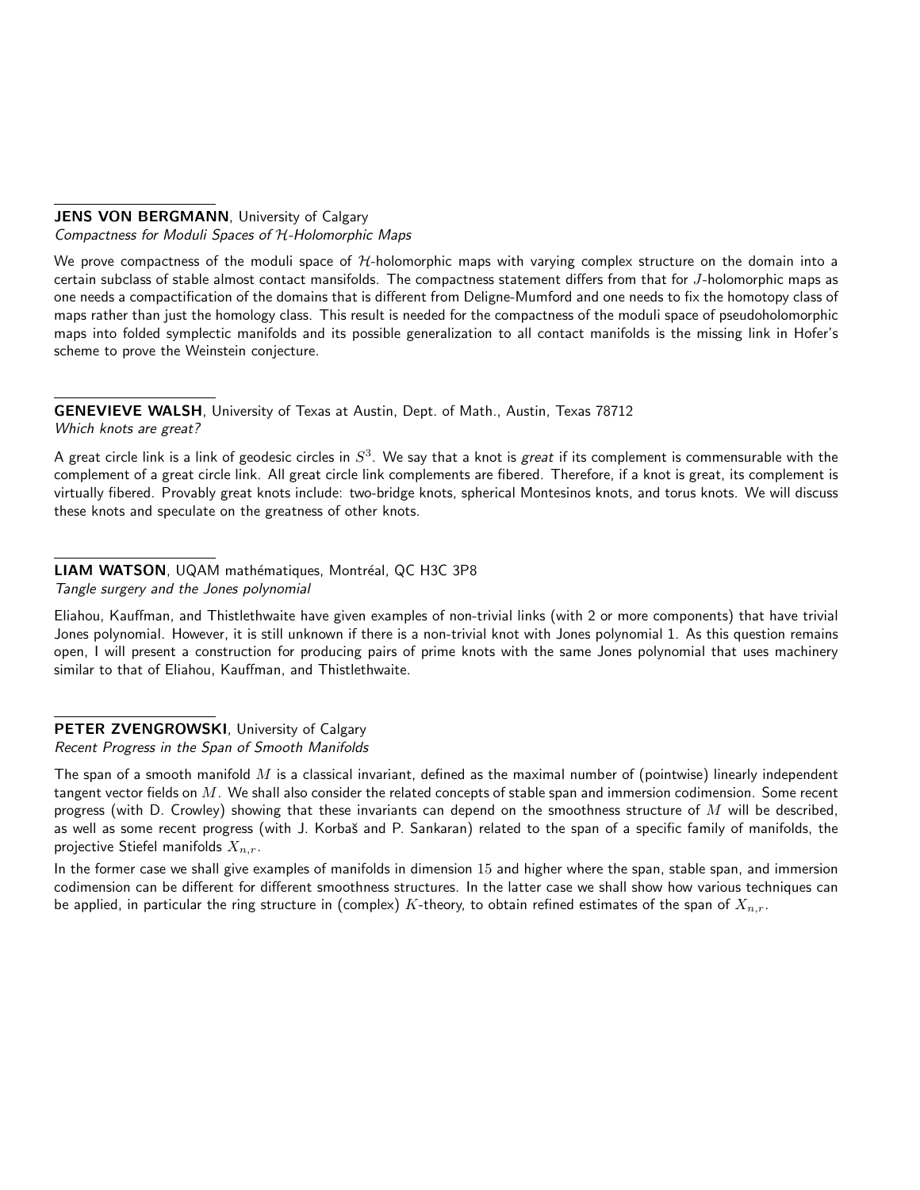**JENS VON BERGMANN**, University of Calgary
*Compactness for Moduli Spaces of $\mathcal{H}$-Holomorphic Maps*

We prove compactness of the moduli space of $\mathcal{H}$-holomorphic maps with varying complex structure on the domain into a certain subclass of stable almost contact mansifolds. The compactness statement differs from that for $J$-holomorphic maps as one needs a compactification of the domains that is different from Deligne-Mumford and one needs to fix the homotopy class of maps rather than just the homology class. This result is needed for the compactness of the moduli space of pseudoholomorphic maps into folded symplectic manifolds and its possible generalization to all contact manifolds is the missing link in Hofer's scheme to prove the Weinstein conjecture.

**GENEVIEVE WALSH**, University of Texas at Austin, Dept. of Math., Austin, Texas 78712
*Which knots are great?*

A great circle link is a link of geodesic circles in $S^3$. We say that a knot is *great* if its complement is commensurable with the complement of a great circle link. All great circle link complements are fibered. Therefore, if a knot is great, its complement is virtually fibered. Provably great knots include: two-bridge knots, spherical Montesinos knots, and torus knots. We will discuss these knots and speculate on the greatness of other knots.

**LIAM WATSON**, UQAM mathématiques, Montréal, QC H3C 3P8
*Tangle surgery and the Jones polynomial*

Eliahou, Kauffman, and Thistlethwaite have given examples of non-trivial links (with 2 or more components) that have trivial Jones polynomial. However, it is still unknown if there is a non-trivial knot with Jones polynomial 1. As this question remains open, I will present a construction for producing pairs of prime knots with the same Jones polynomial that uses machinery similar to that of Eliahou, Kauffman, and Thistlethwaite.

**PETER ZVENGROWSKI**, University of Calgary
*Recent Progress in the Span of Smooth Manifolds*

The span of a smooth manifold $M$ is a classical invariant, defined as the maximal number of (pointwise) linearly independent tangent vector fields on $M$. We shall also consider the related concepts of stable span and immersion codimension. Some recent progress (with D. Crowley) showing that these invariants can depend on the smoothness structure of $M$ will be described, as well as some recent progress (with J. Korbaš and P. Sankaran) related to the span of a specific family of manifolds, the projective Stiefel manifolds $X_{n,r}$.

In the former case we shall give examples of manifolds in dimension $15$ and higher where the span, stable span, and immersion codimension can be different for different smoothness structures. In the latter case we shall show how various techniques can be applied, in particular the ring structure in (complex) $K$-theory, to obtain refined estimates of the span of $X_{n,r}$.